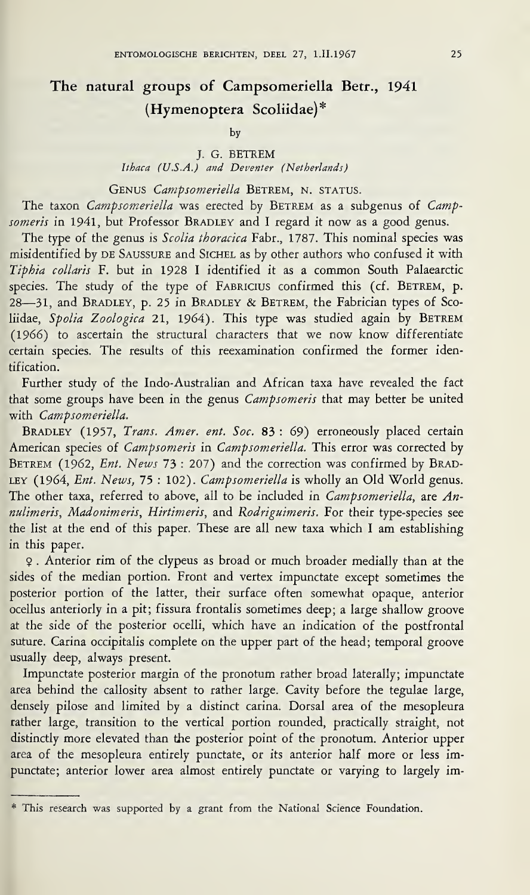# The natural groups of Campsomeriella Betr., 1941 (Hymenoptera Scoliidae)*

by

J. G. BETREM
*Ithaca (U.S.A.) and Deventer (Netherlands)*

## Genus *Campsomeriella* Betrem, n. status.

The taxon *Campsomeriella* was erected by Betrem as a subgenus of *Campsomeris* in 1941, but Professor Bradley and I regard it now as a good genus.

The type of the genus is *Scolia thoracica* Fabr., 1787. This nominal species was misidentified by de Saussure and Sichel as by other authors who confused it with *Tiphia collaris* F. but in 1928 I identified it as a common South Palaearctic species. The study of the type of Fabricius confirmed this (cf. Betrem, p. 28—31, and Bradley, p. 25 in Bradley & Betrem, the Fabrician types of Scoliidae, *Spolia Zoologica* 21, 1964). This type was studied again by Betrem (1966) to ascertain the structural characters that we now know differentiate certain species. The results of this reexamination confirmed the former identification.

Further study of the Indo-Australian and African taxa have revealed the fact that some groups have been in the genus *Campsomeris* that may better be united with *Campsomeriella*.

Bradley (1957, *Trans. Amer. ent. Soc.* **83** : 69) erroneously placed certain American species of *Campsomeris* in *Campsomeriella*. This error was corrected by Betrem (1962, *Ent. News* **73** : 207) and the correction was confirmed by Bradley (1964, *Ent. News*, **75** : 102). *Campsomeriella* is wholly an Old World genus. The other taxa, referred to above, all to be included in *Campsomeriella*, are *Annulimeris*, *Madonimeris*, *Hirtimeris*, and *Rodriguimeris*. For their type-species see the list at the end of this paper. These are all new taxa which I am establishing in this paper.

♀. Anterior rim of the clypeus as broad or much broader medially than at the sides of the median portion. Front and vertex impunctate except sometimes the posterior portion of the latter, their surface often somewhat opaque, anterior ocellus anteriorly in a pit; fissura frontalis sometimes deep; a large shallow groove at the side of the posterior ocelli, which have an indication of the postfrontal suture. Carina occipitalis complete on the upper part of the head; temporal groove usually deep, always present.

Impunctate posterior margin of the pronotum rather broad laterally; impunctate area behind the callosity absent to rather large. Cavity before the tegulae large, densely pilose and limited by a distinct carina. Dorsal area of the mesopleura rather large, transition to the vertical portion rounded, practically straight, not distinctly more elevated than the posterior point of the pronotum. Anterior upper area of the mesopleura entirely punctate, or its anterior half more or less impunctate; anterior lower area almost entirely punctate or varying to largely im-

---

\* This research was supported by a grant from the National Science Foundation.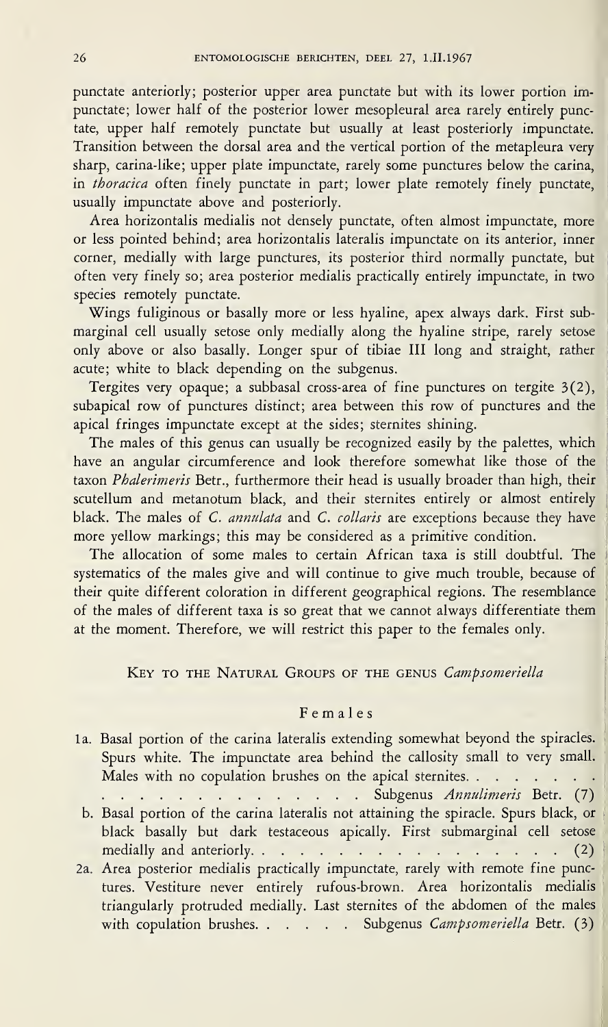punctate anteriorly; posterior upper area punctate but with its lower portion impunctate; lower half of the posterior lower mesopleural area rarely entirely punctate, upper half remotely punctate but usually at least posteriorly impunctate. Transition between the dorsal area and the vertical portion of the metapleura very sharp, carina-like; upper plate impunctate, rarely some punctures below the carina, in *thoracica* often finely punctate in part; lower plate remotely finely punctate, usually impunctate above and posteriorly.

Area horizontalis medialis not densely punctate, often almost impunctate, more or less pointed behind; area horizontalis lateralis impunctate on its anterior, inner corner, medially with large punctures, its posterior third normally punctate, but often very finely so; area posterior medialis practically entirely impunctate, in two species remotely punctate.

Wings fuliginous or basally more or less hyaline, apex always dark. First submarginal cell usually setose only medially along the hyaline stripe, rarely setose only above or also basally. Longer spur of tibiae III long and straight, rather acute; white to black depending on the subgenus.

Tergites very opaque; a subbasal cross-area of fine punctures on tergite 3(2), subapical row of punctures distinct; area between this row of punctures and the apical fringes impunctate except at the sides; sternites shining.

The males of this genus can usually be recognized easily by the palettes, which have an angular circumference and look therefore somewhat like those of the taxon *Phalerimeris* Betr., furthermore their head is usually broader than high, their scutellum and metanotum black, and their sternites entirely or almost entirely black. The males of *C. annulata* and *C. collaris* are exceptions because they have more yellow markings; this may be considered as a primitive condition.

The allocation of some males to certain African taxa is still doubtful. The systematics of the males give and will continue to give much trouble, because of their quite different coloration in different geographical regions. The resemblance of the males of different taxa is so great that we cannot always differentiate them at the moment. Therefore, we will restrict this paper to the females only.

## Key to the Natural Groups of the genus *Campsomeriella*

### Females

1a. Basal portion of the carina lateralis extending somewhat beyond the spiracles. Spurs white. The impunctate area behind the callosity small to very small. Males with no copulation brushes on the apical sternites. . . . . . . . . . . . . . . . . . . . . . . . Subgenus *Annulimeris* Betr. (7)

b. Basal portion of the carina lateralis not attaining the spiracle. Spurs black, or black basally but dark testaceous apically. First submarginal cell setose medially and anteriorly. . . . . . . . . . . . . . . . . . (2)

2a. Area posterior medialis practically impunctate, rarely with remote fine punctures. Vestiture never entirely rufous-brown. Area horizontalis medialis triangularly protruded medially. Last sternites of the abdomen of the males with copulation brushes. . . . . . Subgenus *Campsomeriella* Betr. (3)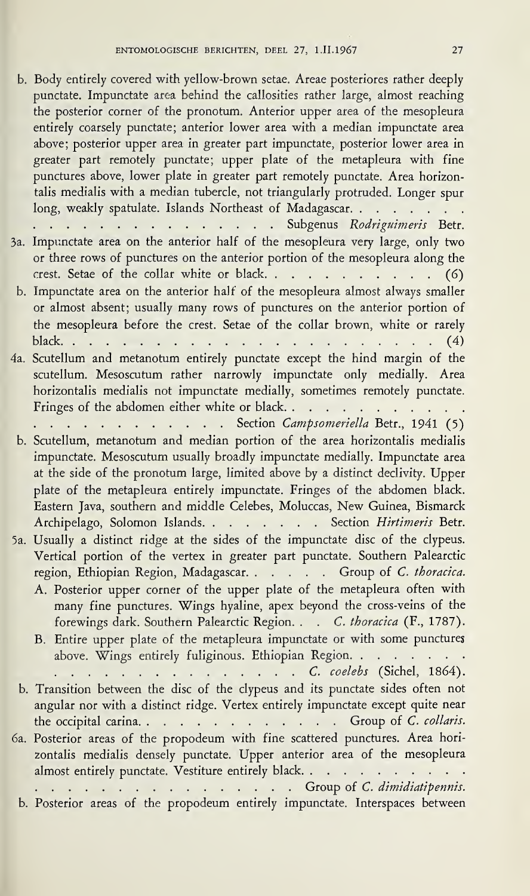b. Body entirely covered with yellow-brown setae. Areae posteriores rather deeply punctate. Impunctate area behind the callosities rather large, almost reaching the posterior corner of the pronotum. Anterior upper area of the mesopleura entirely coarsely punctate; anterior lower area with a median impunctate area above; posterior upper area in greater part impunctate, posterior lower area in greater part remotely punctate; upper plate of the metapleura with fine punctures above, lower plate in greater part remotely punctate. Area horizontalis medialis with a median tubercle, not triangularly protruded. Longer spur long, weakly spatulate. Islands Northeast of Madagascar. . . . . . . . . . . . . . . . . . . . . . . . Subgenus *Rodriguimeris* Betr.

3a. Impunctate area on the anterior half of the mesopleura very large, only two or three rows of punctures on the anterior portion of the mesopleura along the crest. Setae of the collar white or black. . . . . . . . . . . . (6)

b. Impunctate area on the anterior half of the mesopleura almost always smaller or almost absent; usually many rows of punctures on the anterior portion of the mesopleura before the crest. Setae of the collar brown, white or rarely black. . . . . . . . . . . . . . . . . . . . . . . . . (4)

4a. Scutellum and metanotum entirely punctate except the hind margin of the scutellum. Mesoscutum rather narrowly impunctate only medially. Area horizontalis medialis not impunctate medially, sometimes remotely punctate. Fringes of the abdomen either white or black. . . . . . . . . . . . . . . . . . . . . . . . . . Section *Campsomeriella* Betr., 1941 (5)

b. Scutellum, metanotum and median portion of the area horizontalis medialis impunctate. Mesoscutum usually broadly impunctate medially. Impunctate area at the side of the pronotum large, limited above by a distinct declivity. Upper plate of the metapleura entirely impunctate. Fringes of the abdomen black. Eastern Java, southern and middle Celebes, Moluccas, New Guinea, Bismarck Archipelago, Solomon Islands. . . . . . . . . Section *Hirtimeris* Betr.

5a. Usually a distinct ridge at the sides of the impunctate disc of the clypeus. Vertical portion of the vertex in greater part punctate. Southern Palearctic region, Ethiopian Region, Madagascar. . . . . . Group of *C. thoracica*.

   A. Posterior upper corner of the upper plate of the metapleura often with many fine punctures. Wings hyaline, apex beyond the cross-veins of the forewings dark. Southern Palearctic Region. . . *C. thoracica* (F., 1787).

   B. Entire upper plate of the metapleura impunctate or with some punctures above. Wings entirely fuliginous. Ethiopian Region. . . . . . . . . . . . . . . . . . . . . . . . *C. coelebs* (Sichel, 1864).

b. Transition between the disc of the clypeus and its punctate sides often not angular nor with a distinct ridge. Vertex entirely impunctate except quite near the occipital carina. . . . . . . . . . . . . . Group of *C. collaris*.

6a. Posterior areas of the propodeum with fine scattered punctures. Area horizontalis medialis densely punctate. Upper anterior area of the mesopleura almost entirely punctate. Vestiture entirely black. . . . . . . . . . . . . . . . . . . . . . . . . . . . . . . . Group of *C. dimidiatipennis*.

b. Posterior areas of the propodeum entirely impunctate. Interspaces between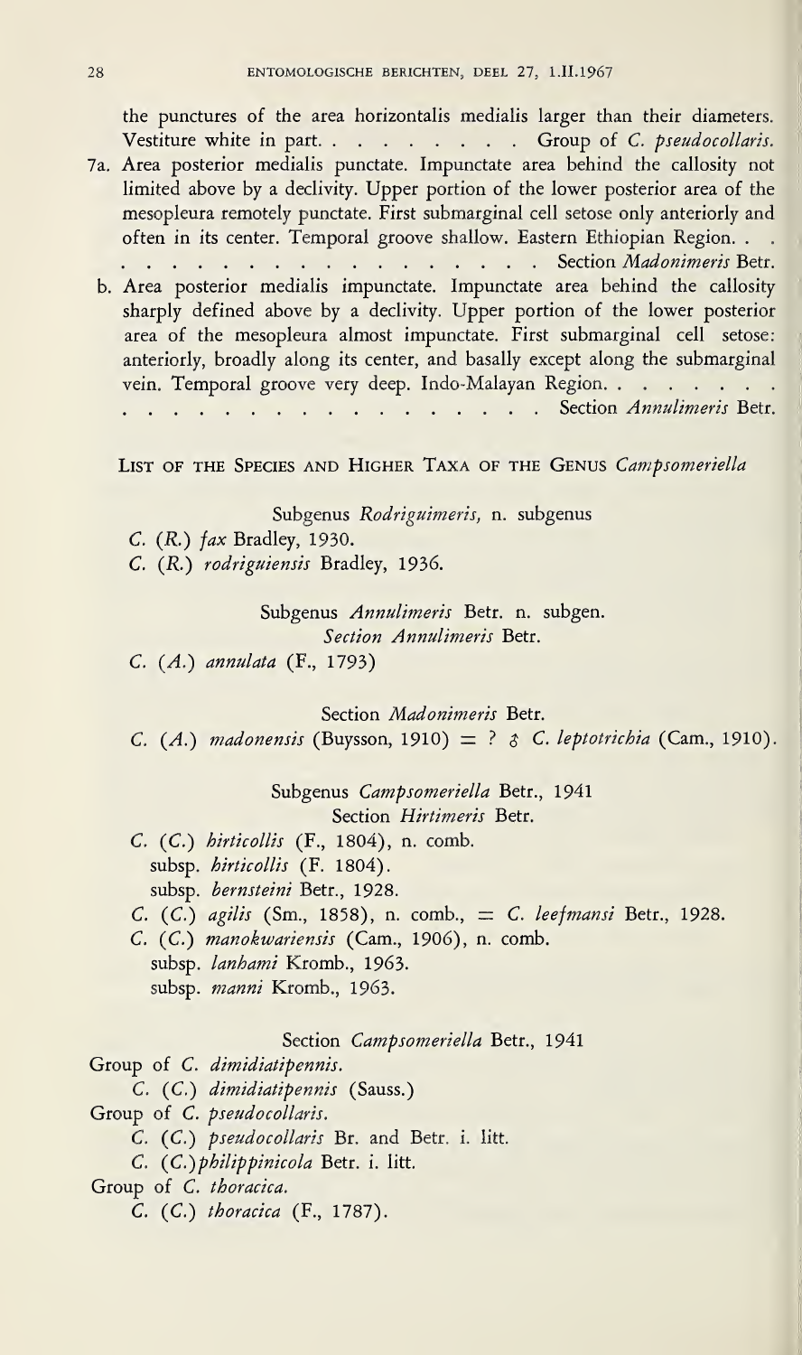the punctures of the area horizontalis medialis larger than their diameters. Vestiture white in part. . . . . . . . . Group of *C. pseudocollaris.*

7a. Area posterior medialis punctate. Impunctate area behind the callosity not limited above by a declivity. Upper portion of the lower posterior area of the mesopleura remotely punctate. First submarginal cell setose only anteriorly and often in its center. Temporal groove shallow. Eastern Ethiopian Region. . . . . . . . . . . . . . . . . . . . . . Section *Madonimeris* Betr.

b. Area posterior medialis impunctate. Impunctate area behind the callosity sharply defined above by a declivity. Upper portion of the lower posterior area of the mesopleura almost impunctate. First submarginal cell setose: anteriorly, broadly along its center, and basally except along the submarginal vein. Temporal groove very deep. Indo-Malayan Region. . . . . . . . . . . . . . . . . . . . . . . . . . . Section *Annulimeris* Betr.

## List of the Species and Higher Taxa of the Genus *Campsomeriella*

Subgenus *Rodriguimeris*, n. subgenus

*C.* (*R.*) *fax* Bradley, 1930.
*C.* (*R.*) *rodriguiensis* Bradley, 1936.

Subgenus *Annulimeris* Betr. n. subgen.
*Section Annulimeris* Betr.

*C.* (*A.*) *annulata* (F., 1793)

Section *Madonimeris* Betr.

*C.* (*A.*) *madonensis* (Buysson, 1910) = ? ♂ *C. leptotrichia* (Cam., 1910).

Subgenus *Campsomeriella* Betr., 1941
Section *Hirtimeris* Betr.

*C.* (*C.*) *hirticollis* (F., 1804), n. comb.
  subsp. *hirticollis* (F. 1804).
  subsp. *bernsteini* Betr., 1928.
*C.* (*C.*) *agilis* (Sm., 1858), n. comb., = *C. leefmansi* Betr., 1928.
*C.* (*C.*) *manokwariensis* (Cam., 1906), n. comb.
  subsp. *lanhami* Kromb., 1963.
  subsp. *manni* Kromb., 1963.

Section *Campsomeriella* Betr., 1941

Group of *C. dimidiatipennis.*
  *C.* (*C.*) *dimidiatipennis* (Sauss.)
Group of *C. pseudocollaris.*
  *C.* (*C.*) *pseudocollaris* Br. and Betr. i. litt.
  *C.* (*C.*)*philippinicola* Betr. i. litt.
Group of *C. thoracica.*
  *C.* (*C.*) *thoracica* (F., 1787).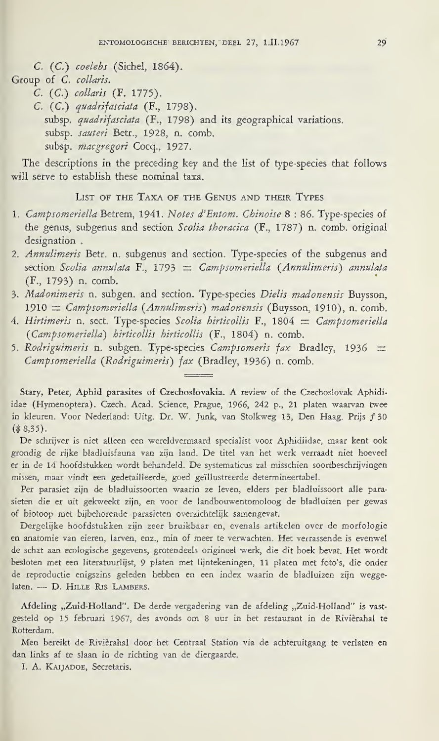*C.* (*C.*) *coelebs* (Sichel, 1864).

Group of *C. collaris.*

*C.* (*C.*) *collaris* (F. 1775).

*C.* (*C.*) *quadrifasciata* (F., 1798).

subsp. *quadrifasciata* (F., 1798) and its geographical variations.

subsp. *sauteri* Betr., 1928, n. comb.

subsp. *macgregori* Cocq., 1927.

The descriptions in the preceding key and the list of type-species that follows will serve to establish these nominal taxa.

## List of the Taxa of the Genus and their Types

1. *Campsomeriella* Betrem, 1941. *Notes d'Entom. Chinoise* 8 : 86. Type-species of the genus, subgenus and section *Scolia thoracica* (F., 1787) n. comb. original designation .
2. *Annulimeris* Betr. n. subgenus and section. Type-species of the subgenus and section *Scolia annulata* F., 1793 = *Campsomeriella* (*Annulimeris*) *annulata* (F., 1793) n. comb.
3. *Madonimeris* n. subgen. and section. Type-species *Dielis madonensis* Buysson, 1910 = *Campsomeriella* (*Annulimeris*) *madonensis* (Buysson, 1910), n. comb.
4. *Hirtimeris* n. sect. Type-species *Scolia hirticollis* F., 1804 = *Campsomeriella* (*Campsomeriella*) *hirticollis hirticollis* (F., 1804) n. comb.
5. *Rodriguimeris* n. subgen. Type-species *Campsomeris fax* Bradley, 1936 = *Campsomeriella* (*Rodriguimeris*) *fax* (Bradley, 1936) n. comb.

---

Stary, Peter, **Aphid parasites of Czechoslovakia. A review of the Czechoslovak Aphidiidae (Hymenoptera).** Czech. Acad. Science, Prague, 1966, 242 p., 21 platen waarvan twee in kleuren. Voor Nederland: Uitg. Dr. W. Junk, van Stolkweg 13, Den Haag. Prijs *f* 30 ($ 8,35).

De schrijver is niet alleen een wereldvermaard specialist voor Aphidiidae, maar kent ook grondig de rijke bladluisfauna van zijn land. De titel van het werk verraadt niet hoeveel er in de 14 hoofdstukken wordt behandeld. De systematicus zal misschien soortbeschrijvingen missen, maar vindt een gedetailleerde, goed geïllustreerde determineertabel.

Per parasiet zijn de bladluissoorten waarin ze leven, elders per bladluissoort alle parasieten die er uit gekweekt zijn, en voor de landbouwentomoloog de bladluizen per gewas of biotoop met bijbehorende parasieten overzichtelijk samengevat.

Dergelijke hoofdstukken zijn zeer bruikbaar en, evenals artikelen over de morfologie en anatomie van eieren, larven, enz., min of meer te verwachten. Het verrassende is evenwel de schat aan ecologische gegevens, grotendeels origineel werk, die dit boek bevat. Het wordt besloten met een literatuurlijst, 9 platen met lijntekeningen, 11 platen met foto's, die onder de reproductie enigszins geleden hebben en een index waarin de bladluizen zijn weggelaten. — D. Hille Ris Lambers.

Afdeling „Zuid-Holland". De derde vergadering van de afdeling „Zuid-Holland" is vastgesteld op 15 februari 1967, des avonds om 8 uur in het restaurant in de Rivièrahal te Rotterdam.

Men bereikt de Rivièrahal door het Centraal Station via de achteruitgang te verlaten en dan links af te slaan in de richting van de diergaarde.

I. A. Kaijadoe, Secretaris.